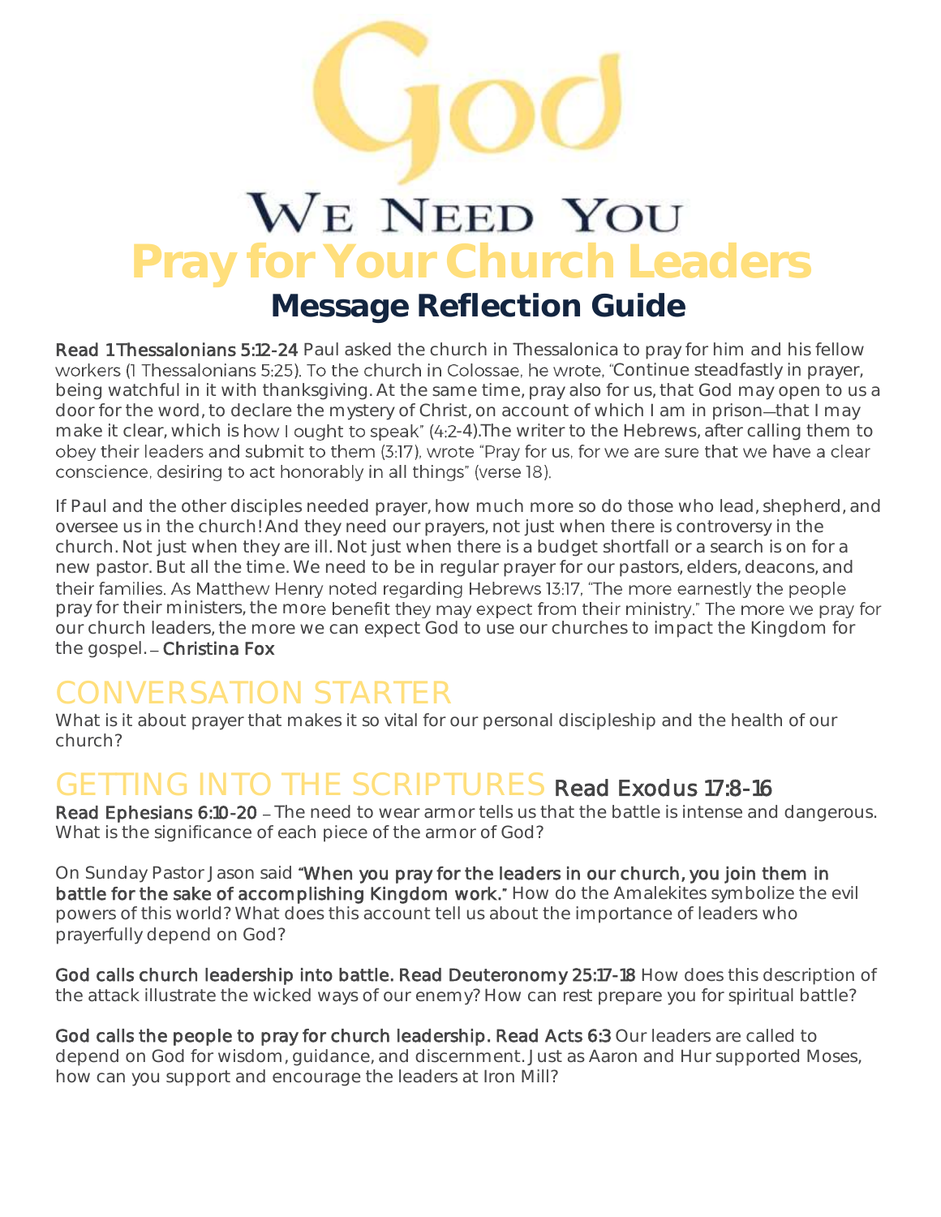# God

## We Need You

# Pray for Your Church Leaders

## Message Reflection Guide

**Read 1 Thessalonians 5:12-24** Paul asked the church in Thessalonica to pray for him and his fellow workers (1 Thessalonians 5:25). To the church in Colossae, he wrote, "Continue steadfastly in prayer, being watchful in it with thanksgiving. At the same time, pray also for us, that God may open to us a door for the word, to declare the mystery of Christ, on account of which I am in prison—that I may make it clear, which is how I ought to speak" (4:2-4).The writer to the Hebrews, after calling them to obey their leaders and submit to them (3:17), wrote "Pray for us, for we are sure that we have a clear conscience, desiring to act honorably in all things" (verse 18).

If Paul and the other disciples needed prayer, how much more so do those who lead, shepherd, and oversee us in the church! And they need our prayers, not just when there is controversy in the church. Not just when they are ill. Not just when there is a budget shortfall or a search is on for a new pastor. But all the time. We need to be in regular prayer for our pastors, elders, deacons, and their families. As Matthew Henry noted regarding Hebrews 13:17, "The more earnestly the people pray for their ministers, the more benefit they may expect from their ministry." The more we pray for our church leaders, the more we can expect God to use our churches to impact the Kingdom for the gospel. – **Christina Fox**

## CONVERSATION STARTER

What is it about prayer that makes it so vital for our personal discipleship and the health of our church?

## GETTING INTO THE SCRIPTURES **Read Exodus 17:8-16**

**Read Ephesians 6:10-20** – The need to wear armor tells us that the battle is intense and dangerous. What is the significance of each piece of the armor of God?

On Sunday Pastor Jason said **"When you pray for the leaders in our church, you join them in battle for the sake of accomplishing Kingdom work."** How do the Amalekites symbolize the evil powers of this world? What does this account tell us about the importance of leaders who prayerfully depend on God?

**God calls church leadership into battle. Read Deuteronomy 25:17-18** How does this description of the attack illustrate the wicked ways of our enemy? How can rest prepare you for spiritual battle?

**God calls the people to pray for church leadership. Read Acts 6:3** Our leaders are called to depend on God for wisdom, guidance, and discernment. Just as Aaron and Hur supported Moses, how can you support and encourage the leaders at Iron Mill?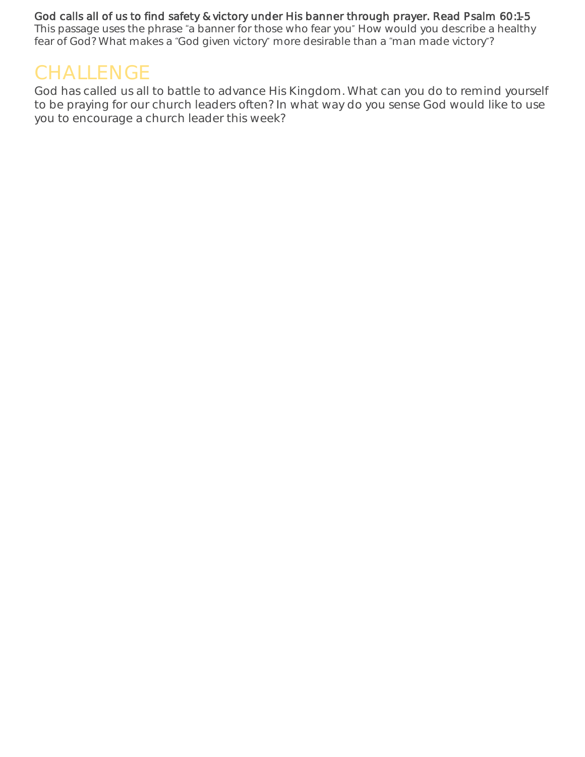**God calls all of us to find safety & victory under His banner through prayer. Read Psalm 60:1-5**
This passage uses the phrase "a banner for those who fear you" How would you describe a healthy fear of God? What makes a "God given victory" more desirable than a "man made victory"?

## CHALLENGE

God has called us all to battle to advance His Kingdom. What can you do to remind yourself to be praying for our church leaders often? In what way do you sense God would like to use you to encourage a church leader this week?